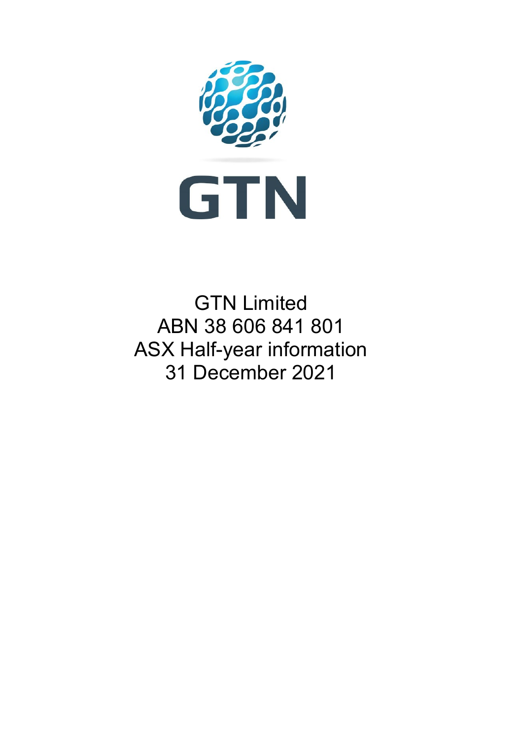GTN

GTN Limited
ABN 38 606 841 801
ASX Half-year information
31 December 2021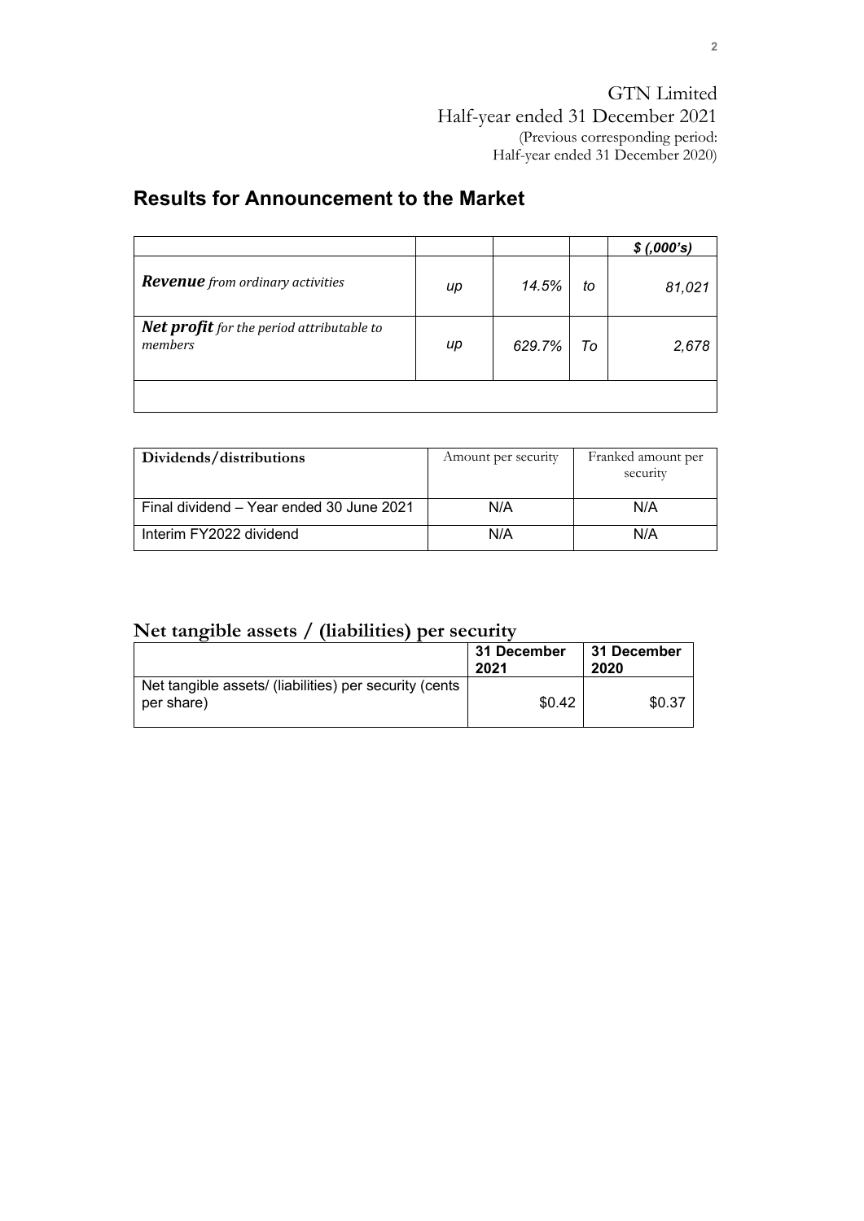GTN Limited
Half-year ended 31 December 2021
(Previous corresponding period:
Half-year ended 31 December 2020)

## Results for Announcement to the Market

| | | | | *$ (,000's)* |
|---|---|---|---|---|
| ***Revenue*** *from ordinary activities* | *up* | *14.5%* | *to* | *81,021* |
| ***Net profit*** *for the period attributable to members* | *up* | *629.7%* | *To* | *2,678* |
| | | | | |

| **Dividends/distributions** | Amount per security | Franked amount per security |
|---|---|---|
| Final dividend – Year ended 30 June 2021 | N/A | N/A |
| Interim FY2022 dividend | N/A | N/A |

## Net tangible assets / (liabilities) per security

| | **31 December 2021** | **31 December 2020** |
|---|---|---|
| Net tangible assets/ (liabilities) per security (cents per share) | $0.42 | $0.37 |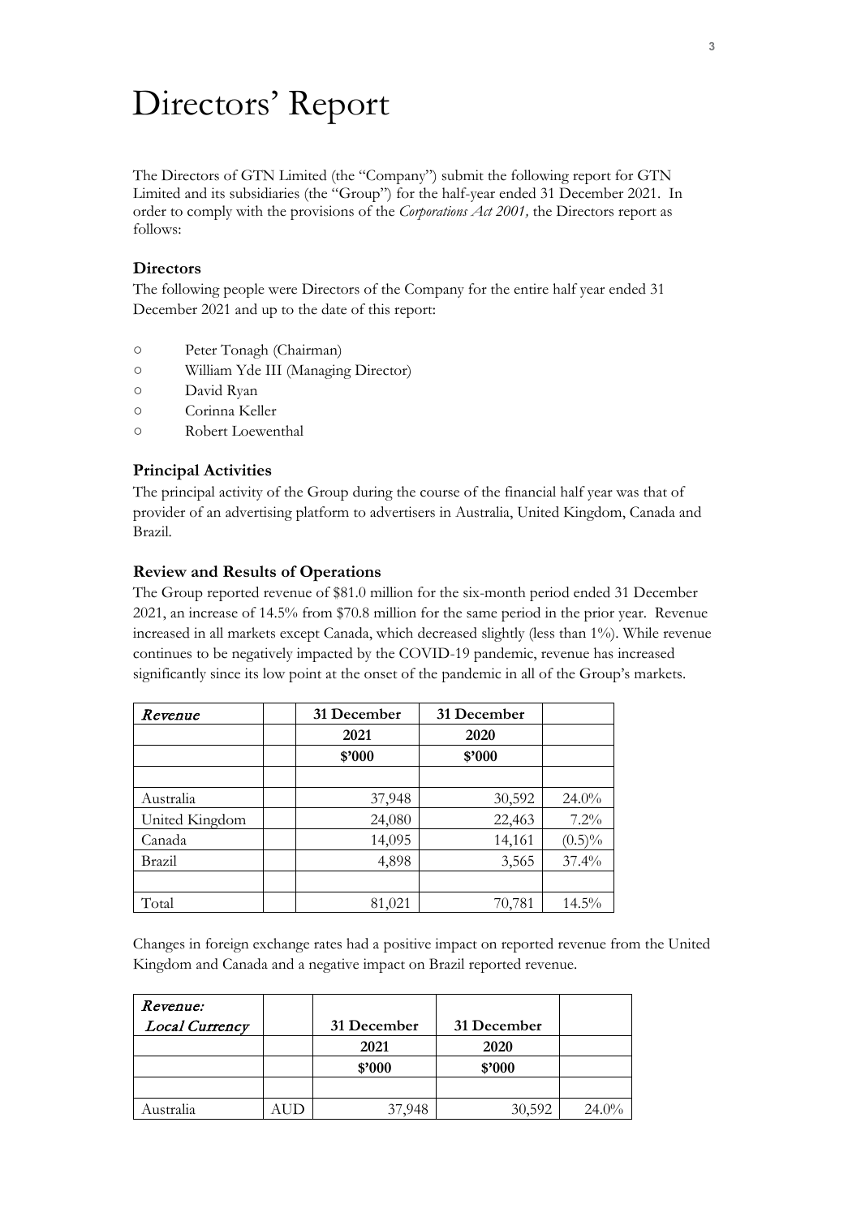# Directors' Report

The Directors of GTN Limited (the "Company") submit the following report for GTN Limited and its subsidiaries (the "Group") for the half-year ended 31 December 2021. In order to comply with the provisions of the *Corporations Act 2001,* the Directors report as follows:

### Directors

The following people were Directors of the Company for the entire half year ended 31 December 2021 and up to the date of this report:

- Peter Tonagh (Chairman)
- William Yde III (Managing Director)
- David Ryan
- Corinna Keller
- Robert Loewenthal

### Principal Activities

The principal activity of the Group during the course of the financial half year was that of provider of an advertising platform to advertisers in Australia, United Kingdom, Canada and Brazil.

### Review and Results of Operations

The Group reported revenue of $81.0 million for the six-month period ended 31 December 2021, an increase of 14.5% from $70.8 million for the same period in the prior year. Revenue increased in all markets except Canada, which decreased slightly (less than 1%). While revenue continues to be negatively impacted by the COVID-19 pandemic, revenue has increased significantly since its low point at the onset of the pandemic in all of the Group's markets.

| *Revenue* | | 31 December | 31 December | |
|---|---|---|---|---|
| | | 2021 | 2020 | |
| | | $'000 | $'000 | |
| | | | | |
| Australia | | 37,948 | 30,592 | 24.0% |
| United Kingdom | | 24,080 | 22,463 | 7.2% |
| Canada | | 14,095 | 14,161 | (0.5)% |
| Brazil | | 4,898 | 3,565 | 37.4% |
| | | | | |
| Total | | 81,021 | 70,781 | 14.5% |

Changes in foreign exchange rates had a positive impact on reported revenue from the United Kingdom and Canada and a negative impact on Brazil reported revenue.

| *Revenue: Local Currency* | | 31 December | 31 December | |
|---|---|---|---|---|
| | | 2021 | 2020 | |
| | | $'000 | $'000 | |
| | | | | |
| Australia | AUD | 37,948 | 30,592 | 24.0% |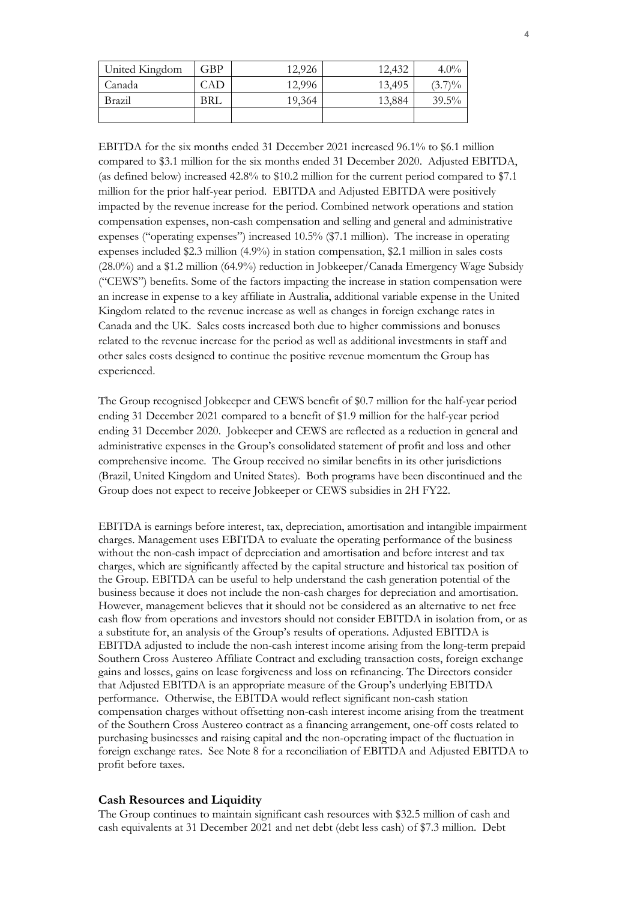| United Kingdom | GBP | 12,926 | 12,432 | 4.0% |
|---|---|---|---|---|
| Canada | CAD | 12,996 | 13,495 | (3.7)% |
| Brazil | BRL | 19,364 | 13,884 | 39.5% |
| | | | | |

EBITDA for the six months ended 31 December 2021 increased 96.1% to $6.1 million compared to $3.1 million for the six months ended 31 December 2020. Adjusted EBITDA, (as defined below) increased 42.8% to $10.2 million for the current period compared to $7.1 million for the prior half-year period. EBITDA and Adjusted EBITDA were positively impacted by the revenue increase for the period. Combined network operations and station compensation expenses, non-cash compensation and selling and general and administrative expenses ("operating expenses") increased 10.5% ($7.1 million). The increase in operating expenses included $2.3 million (4.9%) in station compensation, $2.1 million in sales costs (28.0%) and a $1.2 million (64.9%) reduction in Jobkeeper/Canada Emergency Wage Subsidy ("CEWS") benefits. Some of the factors impacting the increase in station compensation were an increase in expense to a key affiliate in Australia, additional variable expense in the United Kingdom related to the revenue increase as well as changes in foreign exchange rates in Canada and the UK. Sales costs increased both due to higher commissions and bonuses related to the revenue increase for the period as well as additional investments in staff and other sales costs designed to continue the positive revenue momentum the Group has experienced.

The Group recognised Jobkeeper and CEWS benefit of $0.7 million for the half-year period ending 31 December 2021 compared to a benefit of $1.9 million for the half-year period ending 31 December 2020. Jobkeeper and CEWS are reflected as a reduction in general and administrative expenses in the Group's consolidated statement of profit and loss and other comprehensive income. The Group received no similar benefits in its other jurisdictions (Brazil, United Kingdom and United States). Both programs have been discontinued and the Group does not expect to receive Jobkeeper or CEWS subsidies in 2H FY22.

EBITDA is earnings before interest, tax, depreciation, amortisation and intangible impairment charges. Management uses EBITDA to evaluate the operating performance of the business without the non-cash impact of depreciation and amortisation and before interest and tax charges, which are significantly affected by the capital structure and historical tax position of the Group. EBITDA can be useful to help understand the cash generation potential of the business because it does not include the non-cash charges for depreciation and amortisation. However, management believes that it should not be considered as an alternative to net free cash flow from operations and investors should not consider EBITDA in isolation from, or as a substitute for, an analysis of the Group's results of operations. Adjusted EBITDA is EBITDA adjusted to include the non-cash interest income arising from the long-term prepaid Southern Cross Austereo Affiliate Contract and excluding transaction costs, foreign exchange gains and losses, gains on lease forgiveness and loss on refinancing. The Directors consider that Adjusted EBITDA is an appropriate measure of the Group's underlying EBITDA performance. Otherwise, the EBITDA would reflect significant non-cash station compensation charges without offsetting non-cash interest income arising from the treatment of the Southern Cross Austereo contract as a financing arrangement, one-off costs related to purchasing businesses and raising capital and the non-operating impact of the fluctuation in foreign exchange rates. See Note 8 for a reconciliation of EBITDA and Adjusted EBITDA to profit before taxes.

## Cash Resources and Liquidity

The Group continues to maintain significant cash resources with $32.5 million of cash and cash equivalents at 31 December 2021 and net debt (debt less cash) of $7.3 million. Debt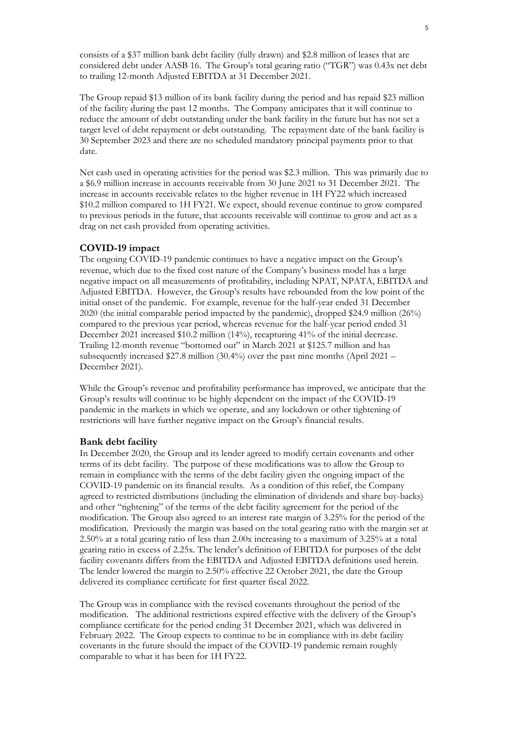consists of a $37 million bank debt facility (fully drawn) and $2.8 million of leases that are considered debt under AASB 16. The Group's total gearing ratio ("TGR") was 0.43x net debt to trailing 12-month Adjusted EBITDA at 31 December 2021.

The Group repaid $13 million of its bank facility during the period and has repaid $23 million of the facility during the past 12 months. The Company anticipates that it will continue to reduce the amount of debt outstanding under the bank facility in the future but has not set a target level of debt repayment or debt outstanding. The repayment date of the bank facility is 30 September 2023 and there are no scheduled mandatory principal payments prior to that date.

Net cash used in operating activities for the period was $2.3 million. This was primarily due to a $6.9 million increase in accounts receivable from 30 June 2021 to 31 December 2021. The increase in accounts receivable relates to the higher revenue in 1H FY22 which increased $10.2 million compared to 1H FY21. We expect, should revenue continue to grow compared to previous periods in the future, that accounts receivable will continue to grow and act as a drag on net cash provided from operating activities.

### COVID-19 impact

The ongoing COVID-19 pandemic continues to have a negative impact on the Group's revenue, which due to the fixed cost nature of the Company's business model has a large negative impact on all measurements of profitability, including NPAT, NPATA, EBITDA and Adjusted EBITDA. However, the Group's results have rebounded from the low point of the initial onset of the pandemic. For example, revenue for the half-year ended 31 December 2020 (the initial comparable period impacted by the pandemic), dropped $24.9 million (26%) compared to the previous year period, whereas revenue for the half-year period ended 31 December 2021 increased $10.2 million (14%), recapturing 41% of the initial decrease. Trailing 12-month revenue "bottomed out" in March 2021 at $125.7 million and has subsequently increased $27.8 million (30.4%) over the past nine months (April 2021 – December 2021).

While the Group's revenue and profitability performance has improved, we anticipate that the Group's results will continue to be highly dependent on the impact of the COVID-19 pandemic in the markets in which we operate, and any lockdown or other tightening of restrictions will have further negative impact on the Group's financial results.

### Bank debt facility

In December 2020, the Group and its lender agreed to modify certain covenants and other terms of its debt facility. The purpose of these modifications was to allow the Group to remain in compliance with the terms of the debt facility given the ongoing impact of the COVID-19 pandemic on its financial results. As a condition of this relief, the Company agreed to restricted distributions (including the elimination of dividends and share buy-backs) and other "tightening" of the terms of the debt facility agreement for the period of the modification. The Group also agreed to an interest rate margin of 3.25% for the period of the modification. Previously the margin was based on the total gearing ratio with the margin set at 2.50% at a total gearing ratio of less than 2.00x increasing to a maximum of 3.25% at a total gearing ratio in excess of 2.25x. The lender's definition of EBITDA for purposes of the debt facility covenants differs from the EBITDA and Adjusted EBITDA definitions used herein. The lender lowered the margin to 2.50% effective 22 October 2021, the date the Group delivered its compliance certificate for first quarter fiscal 2022.

The Group was in compliance with the revised covenants throughout the period of the modification. The additional restrictions expired effective with the delivery of the Group's compliance certificate for the period ending 31 December 2021, which was delivered in February 2022. The Group expects to continue to be in compliance with its debt facility covenants in the future should the impact of the COVID-19 pandemic remain roughly comparable to what it has been for 1H FY22.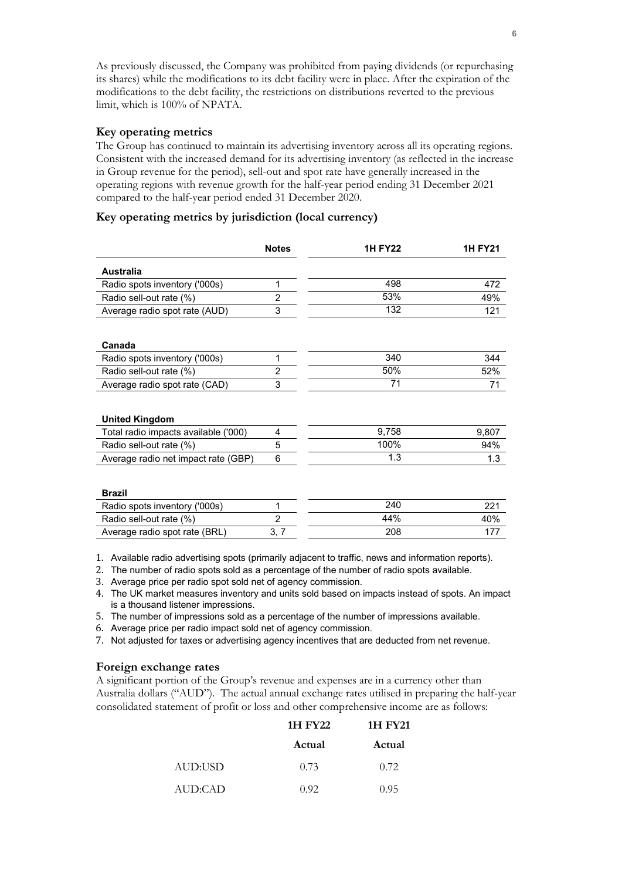As previously discussed, the Company was prohibited from paying dividends (or repurchasing its shares) while the modifications to its debt facility were in place. After the expiration of the modifications to the debt facility, the restrictions on distributions reverted to the previous limit, which is 100% of NPATA.

### Key operating metrics

The Group has continued to maintain its advertising inventory across all its operating regions. Consistent with the increased demand for its advertising inventory (as reflected in the increase in Group revenue for the period), sell-out and spot rate have generally increased in the operating regions with revenue growth for the half-year period ending 31 December 2021 compared to the half-year period ended 31 December 2020.

### Key operating metrics by jurisdiction (local currency)

| | Notes | 1H FY22 | 1H FY21 |
|---|---|---|---|
| **Australia** | | | |
| Radio spots inventory ('000s) | 1 | 498 | 472 |
| Radio sell-out rate (%) | 2 | 53% | 49% |
| Average radio spot rate (AUD) | 3 | 132 | 121 |
| **Canada** | | | |
| Radio spots inventory ('000s) | 1 | 340 | 344 |
| Radio sell-out rate (%) | 2 | 50% | 52% |
| Average radio spot rate (CAD) | 3 | 71 | 71 |
| **United Kingdom** | | | |
| Total radio impacts available ('000) | 4 | 9,758 | 9,807 |
| Radio sell-out rate (%) | 5 | 100% | 94% |
| Average radio net impact rate (GBP) | 6 | 1.3 | 1.3 |
| **Brazil** | | | |
| Radio spots inventory ('000s) | 1 | 240 | 221 |
| Radio sell-out rate (%) | 2 | 44% | 40% |
| Average radio spot rate (BRL) | 3, 7 | 208 | 177 |

1. Available radio advertising spots (primarily adjacent to traffic, news and information reports).
2. The number of radio spots sold as a percentage of the number of radio spots available.
3. Average price per radio spot sold net of agency commission.
4. The UK market measures inventory and units sold based on impacts instead of spots. An impact is a thousand listener impressions.
5. The number of impressions sold as a percentage of the number of impressions available.
6. Average price per radio impact sold net of agency commission.
7. Not adjusted for taxes or advertising agency incentives that are deducted from net revenue.

### Foreign exchange rates

A significant portion of the Group's revenue and expenses are in a currency other than Australia dollars ("AUD"). The actual annual exchange rates utilised in preparing the half-year consolidated statement of profit or loss and other comprehensive income are as follows:

| | 1H FY22 | 1H FY21 |
|---|---|---|
| | **Actual** | **Actual** |
| AUD:USD | 0.73 | 0.72 |
| AUD:CAD | 0.92 | 0.95 |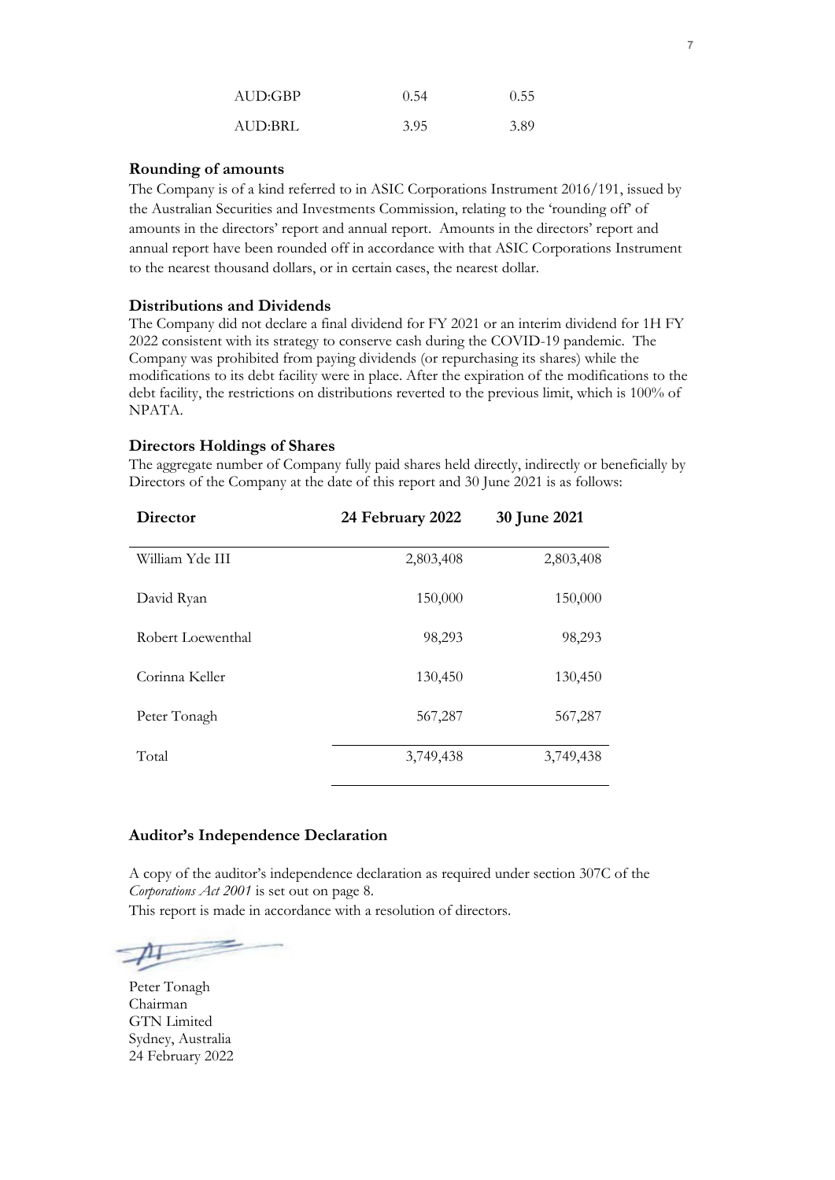| | | |
|---|---|---|
| AUD:GBP | 0.54 | 0.55 |
| AUD:BRL | 3.95 | 3.89 |

### Rounding of amounts

The Company is of a kind referred to in ASIC Corporations Instrument 2016/191, issued by the Australian Securities and Investments Commission, relating to the 'rounding off' of amounts in the directors' report and annual report. Amounts in the directors' report and annual report have been rounded off in accordance with that ASIC Corporations Instrument to the nearest thousand dollars, or in certain cases, the nearest dollar.

### Distributions and Dividends

The Company did not declare a final dividend for FY 2021 or an interim dividend for 1H FY 2022 consistent with its strategy to conserve cash during the COVID-19 pandemic. The Company was prohibited from paying dividends (or repurchasing its shares) while the modifications to its debt facility were in place. After the expiration of the modifications to the debt facility, the restrictions on distributions reverted to the previous limit, which is 100% of NPATA.

### Directors Holdings of Shares

The aggregate number of Company fully paid shares held directly, indirectly or beneficially by Directors of the Company at the date of this report and 30 June 2021 is as follows:

| Director | 24 February 2022 | 30 June 2021 |
|---|---|---|
| William Yde III | 2,803,408 | 2,803,408 |
| David Ryan | 150,000 | 150,000 |
| Robert Loewenthal | 98,293 | 98,293 |
| Corinna Keller | 130,450 | 130,450 |
| Peter Tonagh | 567,287 | 567,287 |
| Total | 3,749,438 | 3,749,438 |

### Auditor's Independence Declaration

A copy of the auditor's independence declaration as required under section 307C of the *Corporations Act 2001* is set out on page 8.

This report is made in accordance with a resolution of directors.

Peter Tonagh
Chairman
GTN Limited
Sydney, Australia
24 February 2022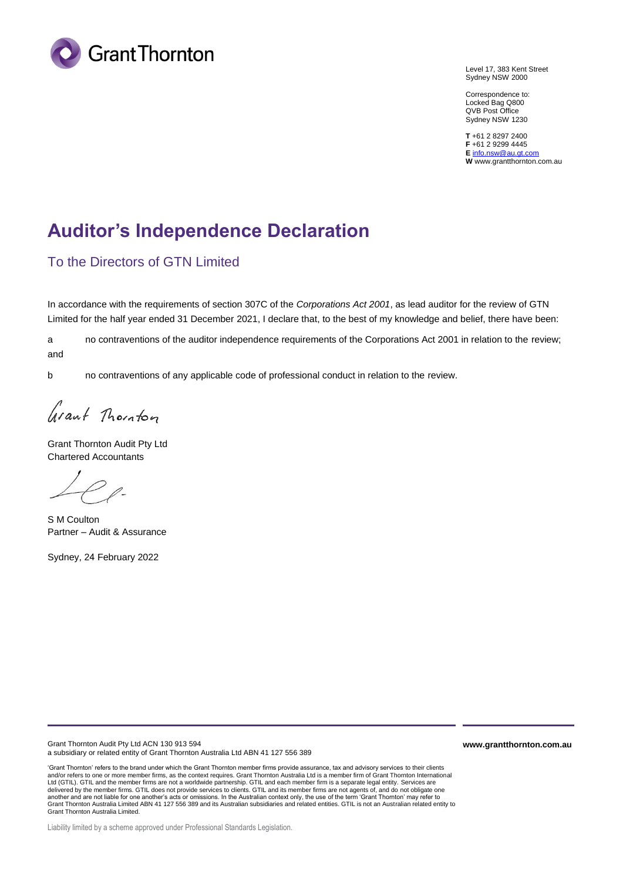Grant Thornton

Level 17, 383 Kent Street
Sydney NSW 2000

Correspondence to:
Locked Bag Q800
QVB Post Office
Sydney NSW 1230

**T** +61 2 8297 2400
**F** +61 2 9299 4445
**E** info.nsw@au.gt.com
**W** www.grantthornton.com.au

# Auditor's Independence Declaration

## To the Directors of GTN Limited

In accordance with the requirements of section 307C of the *Corporations Act 2001*, as lead auditor for the review of GTN Limited for the half year ended 31 December 2021, I declare that, to the best of my knowledge and belief, there have been:

a no contraventions of the auditor independence requirements of the Corporations Act 2001 in relation to the review; and

b no contraventions of any applicable code of professional conduct in relation to the review.

Grant Thornton

Grant Thornton Audit Pty Ltd
Chartered Accountants

S M Coulton
Partner – Audit & Assurance

Sydney, 24 February 2022

Grant Thornton Audit Pty Ltd ACN 130 913 594
a subsidiary or related entity of Grant Thornton Australia Ltd ABN 41 127 556 389

**www.grantthornton.com.au**

'Grant Thornton' refers to the brand under which the Grant Thornton member firms provide assurance, tax and advisory services to their clients and/or refers to one or more member firms, as the context requires. Grant Thornton Australia Ltd is a member firm of Grant Thornton International Ltd (GTIL). GTIL and the member firms are not a worldwide partnership. GTIL and each member firm is a separate legal entity. Services are delivered by the member firms. GTIL does not provide services to clients. GTIL and its member firms are not agents of, and do not obligate one another and are not liable for one another's acts or omissions. In the Australian context only, the use of the term 'Grant Thornton' may refer to Grant Thornton Australia Limited ABN 41 127 556 389 and its Australian subsidiaries and related entities. GTIL is not an Australian related entity to Grant Thornton Australia Limited.

Liability limited by a scheme approved under Professional Standards Legislation.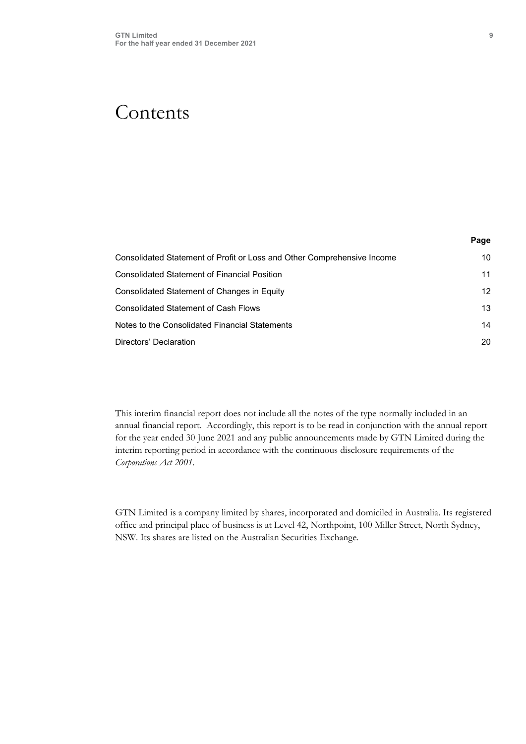# Contents

| | Page |
|---|---|
| Consolidated Statement of Profit or Loss and Other Comprehensive Income | 10 |
| Consolidated Statement of Financial Position | 11 |
| Consolidated Statement of Changes in Equity | 12 |
| Consolidated Statement of Cash Flows | 13 |
| Notes to the Consolidated Financial Statements | 14 |
| Directors' Declaration | 20 |

This interim financial report does not include all the notes of the type normally included in an annual financial report. Accordingly, this report is to be read in conjunction with the annual report for the year ended 30 June 2021 and any public announcements made by GTN Limited during the interim reporting period in accordance with the continuous disclosure requirements of the *Corporations Act 2001*.

GTN Limited is a company limited by shares, incorporated and domiciled in Australia. Its registered office and principal place of business is at Level 42, Northpoint, 100 Miller Street, North Sydney, NSW. Its shares are listed on the Australian Securities Exchange.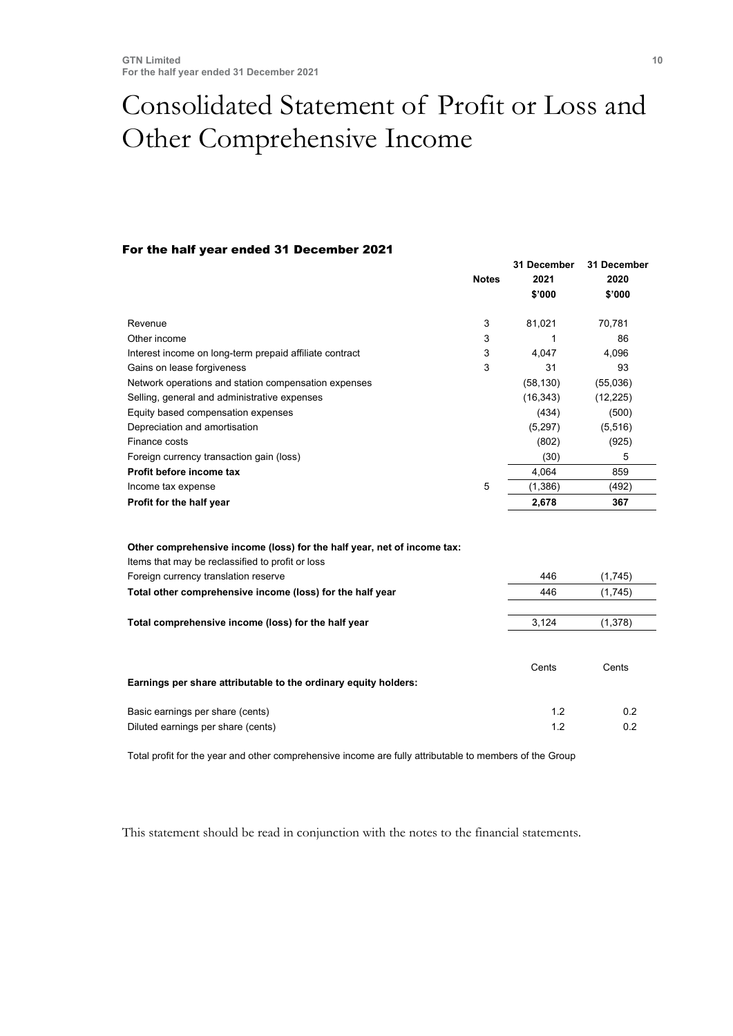# Consolidated Statement of Profit or Loss and Other Comprehensive Income

### For the half year ended 31 December 2021

| | Notes | 31 December 2021 $'000 | 31 December 2020 $'000 |
|---|---|---|---|
| Revenue | 3 | 81,021 | 70,781 |
| Other income | 3 | 1 | 86 |
| Interest income on long-term prepaid affiliate contract | 3 | 4,047 | 4,096 |
| Gains on lease forgiveness | 3 | 31 | 93 |
| Network operations and station compensation expenses | | (58,130) | (55,036) |
| Selling, general and administrative expenses | | (16,343) | (12,225) |
| Equity based compensation expenses | | (434) | (500) |
| Depreciation and amortisation | | (5,297) | (5,516) |
| Finance costs | | (802) | (925) |
| Foreign currency transaction gain (loss) | | (30) | 5 |
| **Profit before income tax** | | 4,064 | 859 |
| Income tax expense | 5 | (1,386) | (492) |
| **Profit for the half year** | | **2,678** | **367** |
| | | | |
| **Other comprehensive income (loss) for the half year, net of income tax:** | | | |
| Items that may be reclassified to profit or loss | | | |
| Foreign currency translation reserve | | 446 | (1,745) |
| **Total other comprehensive income (loss) for the half year** | | 446 | (1,745) |
| | | | |
| **Total comprehensive income (loss) for the half year** | | 3,124 | (1,378) |
| | | | |
| | | Cents | Cents |
| **Earnings per share attributable to the ordinary equity holders:** | | | |
| Basic earnings per share (cents) | | 1.2 | 0.2 |
| Diluted earnings per share (cents) | | 1.2 | 0.2 |

Total profit for the year and other comprehensive income are fully attributable to members of the Group

This statement should be read in conjunction with the notes to the financial statements.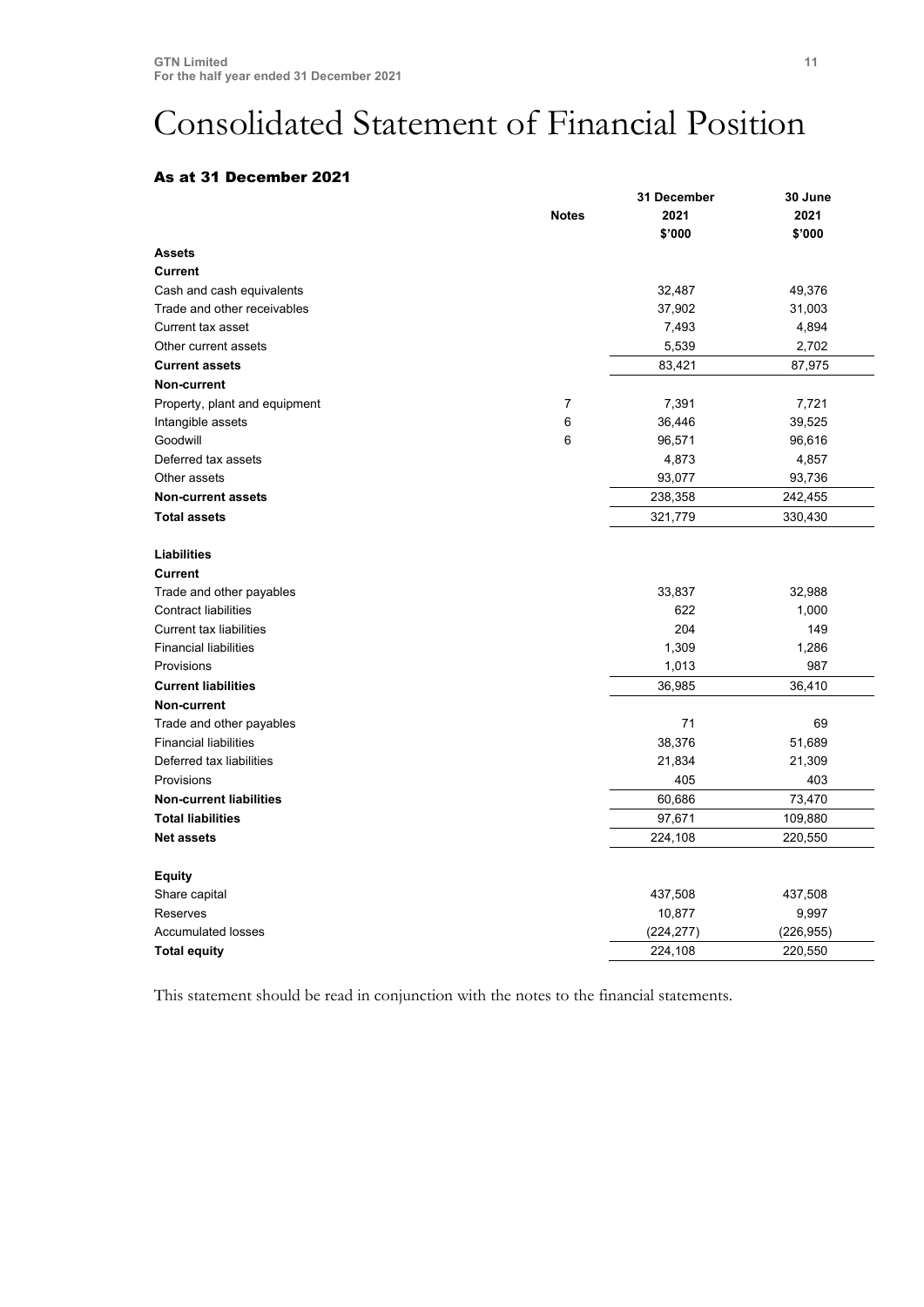# Consolidated Statement of Financial Position

### As at 31 December 2021

| | Notes | 31 December 2021 $'000 | 30 June 2021 $'000 |
|---|---|---|---|
| **Assets** | | | |
| **Current** | | | |
| Cash and cash equivalents | | 32,487 | 49,376 |
| Trade and other receivables | | 37,902 | 31,003 |
| Current tax asset | | 7,493 | 4,894 |
| Other current assets | | 5,539 | 2,702 |
| **Current assets** | | 83,421 | 87,975 |
| **Non-current** | | | |
| Property, plant and equipment | 7 | 7,391 | 7,721 |
| Intangible assets | 6 | 36,446 | 39,525 |
| Goodwill | 6 | 96,571 | 96,616 |
| Deferred tax assets | | 4,873 | 4,857 |
| Other assets | | 93,077 | 93,736 |
| **Non-current assets** | | 238,358 | 242,455 |
| **Total assets** | | 321,779 | 330,430 |
| | | | |
| **Liabilities** | | | |
| **Current** | | | |
| Trade and other payables | | 33,837 | 32,988 |
| Contract liabilities | | 622 | 1,000 |
| Current tax liabilities | | 204 | 149 |
| Financial liabilities | | 1,309 | 1,286 |
| Provisions | | 1,013 | 987 |
| **Current liabilities** | | 36,985 | 36,410 |
| **Non-current** | | | |
| Trade and other payables | | 71 | 69 |
| Financial liabilities | | 38,376 | 51,689 |
| Deferred tax liabilities | | 21,834 | 21,309 |
| Provisions | | 405 | 403 |
| **Non-current liabilities** | | 60,686 | 73,470 |
| **Total liabilities** | | 97,671 | 109,880 |
| **Net assets** | | 224,108 | 220,550 |
| | | | |
| **Equity** | | | |
| Share capital | | 437,508 | 437,508 |
| Reserves | | 10,877 | 9,997 |
| Accumulated losses | | (224,277) | (226,955) |
| **Total equity** | | 224,108 | 220,550 |

This statement should be read in conjunction with the notes to the financial statements.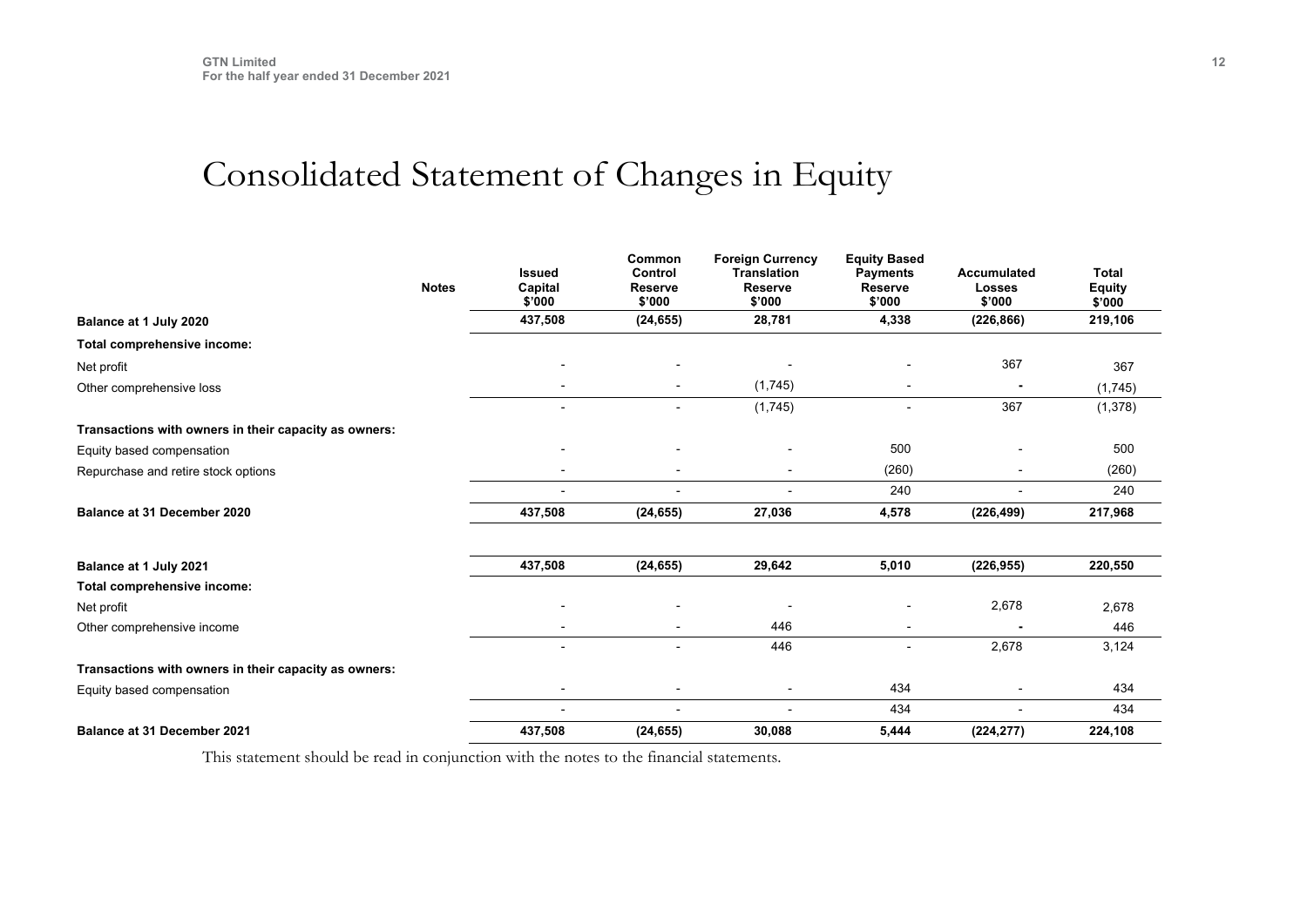# Consolidated Statement of Changes in Equity

| | Notes | Issued Capital $'000 | Common Control Reserve $'000 | Foreign Currency Translation Reserve $'000 | Equity Based Payments Reserve $'000 | Accumulated Losses $'000 | Total Equity $'000 |
|---|---|---|---|---|---|---|---|
| **Balance at 1 July 2020** | | **437,508** | **(24,655)** | **28,781** | **4,338** | **(226,866)** | **219,106** |
| **Total comprehensive income:** | | | | | | | |
| Net profit | | - | - | - | - | 367 | 367 |
| Other comprehensive loss | | - | - | (1,745) | - | - | (1,745) |
| | | - | - | (1,745) | - | 367 | (1,378) |
| **Transactions with owners in their capacity as owners:** | | | | | | | |
| Equity based compensation | | - | - | - | 500 | - | 500 |
| Repurchase and retire stock options | | - | - | - | (260) | - | (260) |
| | | - | - | - | 240 | - | 240 |
| **Balance at 31 December 2020** | | **437,508** | **(24,655)** | **27,036** | **4,578** | **(226,499)** | **217,968** |
| | | | | | | | |
| **Balance at 1 July 2021** | | **437,508** | **(24,655)** | **29,642** | **5,010** | **(226,955)** | **220,550** |
| **Total comprehensive income:** | | | | | | | |
| Net profit | | - | - | - | - | 2,678 | 2,678 |
| Other comprehensive income | | - | - | 446 | - | - | 446 |
| | | - | - | 446 | - | 2,678 | 3,124 |
| **Transactions with owners in their capacity as owners:** | | | | | | | |
| Equity based compensation | | - | - | - | 434 | - | 434 |
| | | - | - | - | 434 | - | 434 |
| **Balance at 31 December 2021** | | **437,508** | **(24,655)** | **30,088** | **5,444** | **(224,277)** | **224,108** |

This statement should be read in conjunction with the notes to the financial statements.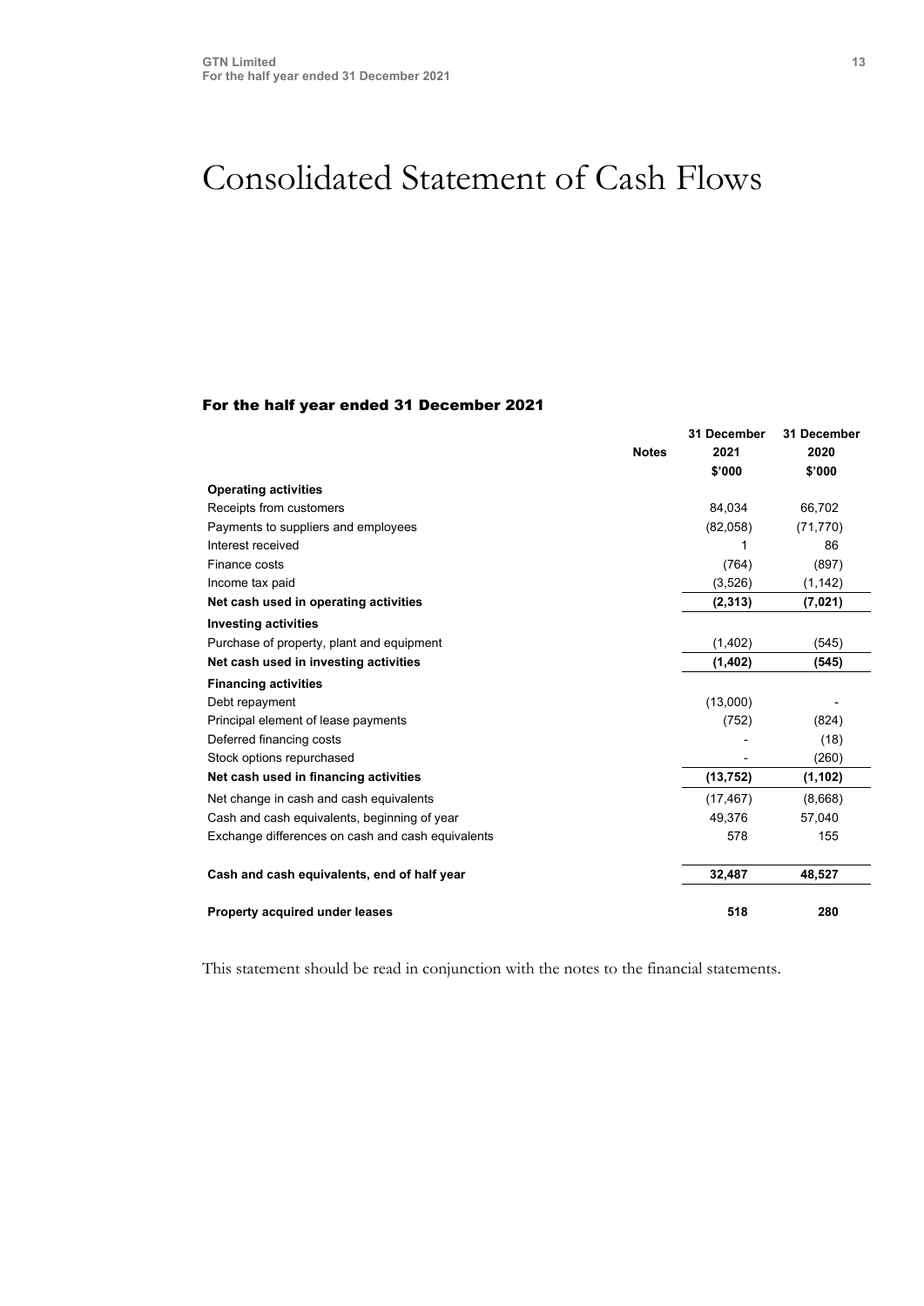# Consolidated Statement of Cash Flows

### For the half year ended 31 December 2021

| | Notes | 31 December 2021 $'000 | 31 December 2020 $'000 |
|---|---|---|---|
| **Operating activities** | | | |
| Receipts from customers | | 84,034 | 66,702 |
| Payments to suppliers and employees | | (82,058) | (71,770) |
| Interest received | | 1 | 86 |
| Finance costs | | (764) | (897) |
| Income tax paid | | (3,526) | (1,142) |
| **Net cash used in operating activities** | | **(2,313)** | **(7,021)** |
| **Investing activities** | | | |
| Purchase of property, plant and equipment | | (1,402) | (545) |
| **Net cash used in investing activities** | | **(1,402)** | **(545)** |
| **Financing activities** | | | |
| Debt repayment | | (13,000) | - |
| Principal element of lease payments | | (752) | (824) |
| Deferred financing costs | | - | (18) |
| Stock options repurchased | | - | (260) |
| **Net cash used in financing activities** | | **(13,752)** | **(1,102)** |
| Net change in cash and cash equivalents | | (17,467) | (8,668) |
| Cash and cash equivalents, beginning of year | | 49,376 | 57,040 |
| Exchange differences on cash and cash equivalents | | 578 | 155 |
| **Cash and cash equivalents, end of half year** | | **32,487** | **48,527** |
| **Property acquired under leases** | | **518** | **280** |

This statement should be read in conjunction with the notes to the financial statements.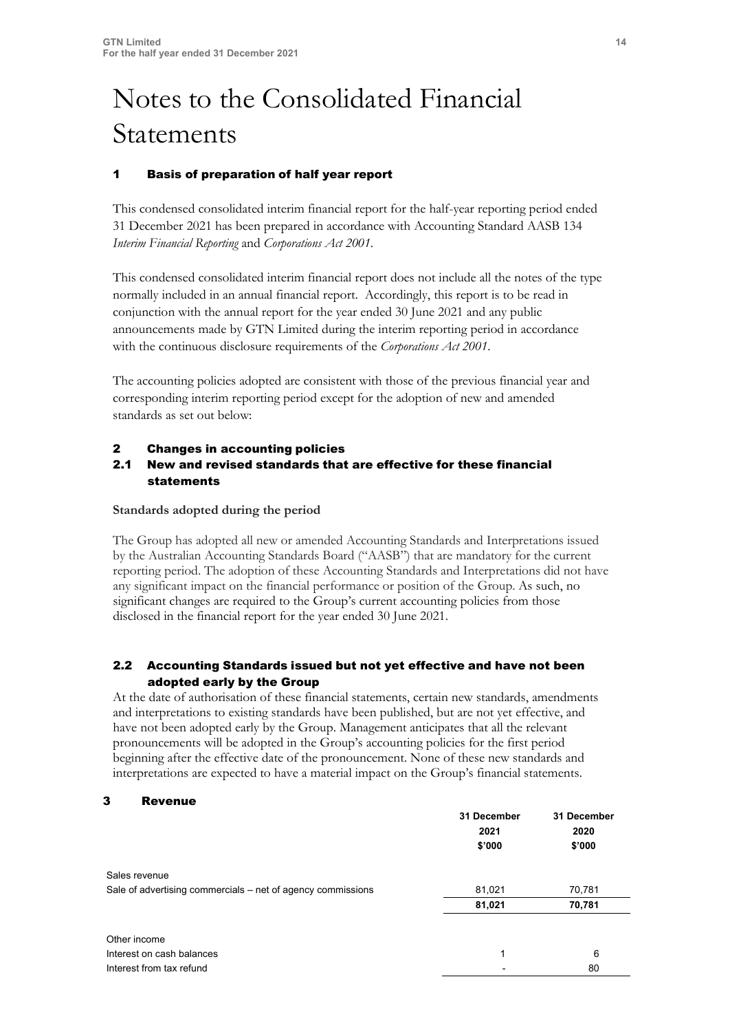# Notes to the Consolidated Financial Statements

## 1 Basis of preparation of half year report

This condensed consolidated interim financial report for the half-year reporting period ended 31 December 2021 has been prepared in accordance with Accounting Standard AASB 134 *Interim Financial Reporting* and *Corporations Act 2001*.

This condensed consolidated interim financial report does not include all the notes of the type normally included in an annual financial report. Accordingly, this report is to be read in conjunction with the annual report for the year ended 30 June 2021 and any public announcements made by GTN Limited during the interim reporting period in accordance with the continuous disclosure requirements of the *Corporations Act 2001*.

The accounting policies adopted are consistent with those of the previous financial year and corresponding interim reporting period except for the adoption of new and amended standards as set out below:

## 2 Changes in accounting policies

### 2.1 New and revised standards that are effective for these financial statements

**Standards adopted during the period**

The Group has adopted all new or amended Accounting Standards and Interpretations issued by the Australian Accounting Standards Board ("AASB") that are mandatory for the current reporting period. The adoption of these Accounting Standards and Interpretations did not have any significant impact on the financial performance or position of the Group. As such, no significant changes are required to the Group's current accounting policies from those disclosed in the financial report for the year ended 30 June 2021.

### 2.2 Accounting Standards issued but not yet effective and have not been adopted early by the Group

At the date of authorisation of these financial statements, certain new standards, amendments and interpretations to existing standards have been published, but are not yet effective, and have not been adopted early by the Group. Management anticipates that all the relevant pronouncements will be adopted in the Group's accounting policies for the first period beginning after the effective date of the pronouncement. None of these new standards and interpretations are expected to have a material impact on the Group's financial statements.

## 3 Revenue

| | 31 December 2021 $'000 | 31 December 2020 $'000 |
|---|---|---|
| Sales revenue | | |
| Sale of advertising commercials – net of agency commissions | 81,021 | 70,781 |
| | **81,021** | **70,781** |
| | | |
| Other income | | |
| Interest on cash balances | 1 | 6 |
| Interest from tax refund | - | 80 |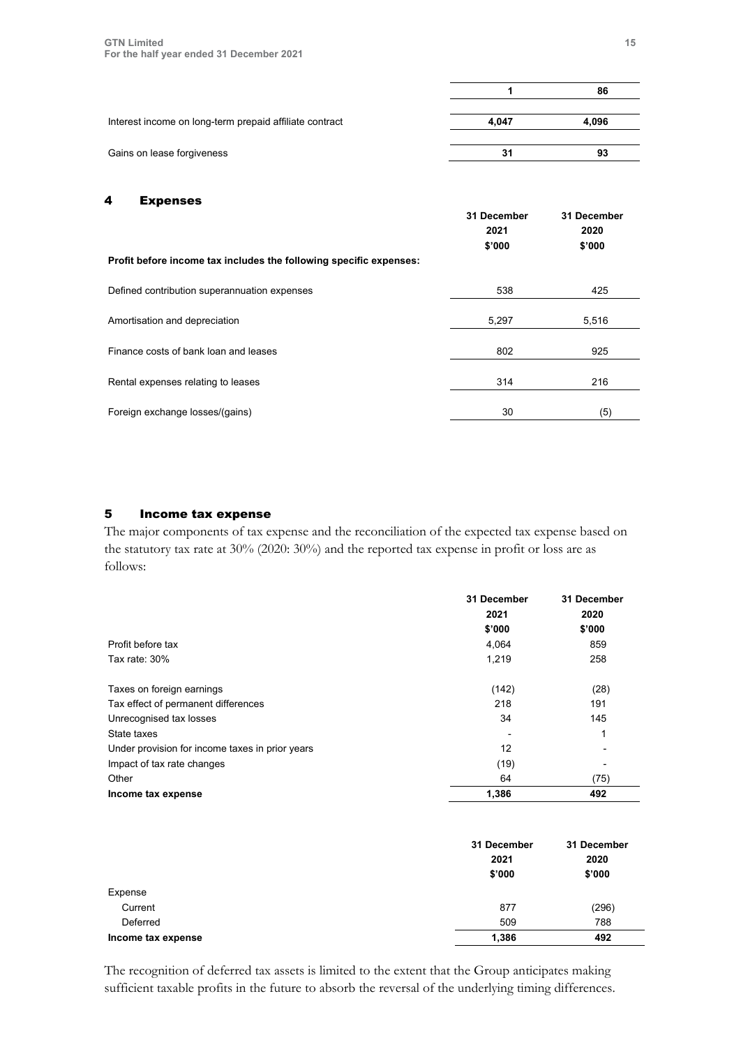| | | |
|---|---|---|
| | 1 | 86 |
| Interest income on long-term prepaid affiliate contract | 4,047 | 4,096 |
| Gains on lease forgiveness | 31 | 93 |

## 4 Expenses

| | 31 December 2021 $'000 | 31 December 2020 $'000 |
|---|---|---|
| **Profit before income tax includes the following specific expenses:** | | |
| Defined contribution superannuation expenses | 538 | 425 |
| Amortisation and depreciation | 5,297 | 5,516 |
| Finance costs of bank loan and leases | 802 | 925 |
| Rental expenses relating to leases | 314 | 216 |
| Foreign exchange losses/(gains) | 30 | (5) |

## 5 Income tax expense

The major components of tax expense and the reconciliation of the expected tax expense based on the statutory tax rate at 30% (2020: 30%) and the reported tax expense in profit or loss are as follows:

| | 31 December 2021 $'000 | 31 December 2020 $'000 |
|---|---|---|
| Profit before tax | 4,064 | 859 |
| Tax rate: 30% | 1,219 | 258 |
| Taxes on foreign earnings | (142) | (28) |
| Tax effect of permanent differences | 218 | 191 |
| Unrecognised tax losses | 34 | 145 |
| State taxes | - | 1 |
| Under provision for income taxes in prior years | 12 | - |
| Impact of tax rate changes | (19) | - |
| Other | 64 | (75) |
| **Income tax expense** | **1,386** | **492** |

| | 31 December 2021 $'000 | 31 December 2020 $'000 |
|---|---|---|
| Expense | | |
| Current | 877 | (296) |
| Deferred | 509 | 788 |
| **Income tax expense** | **1,386** | **492** |

The recognition of deferred tax assets is limited to the extent that the Group anticipates making sufficient taxable profits in the future to absorb the reversal of the underlying timing differences.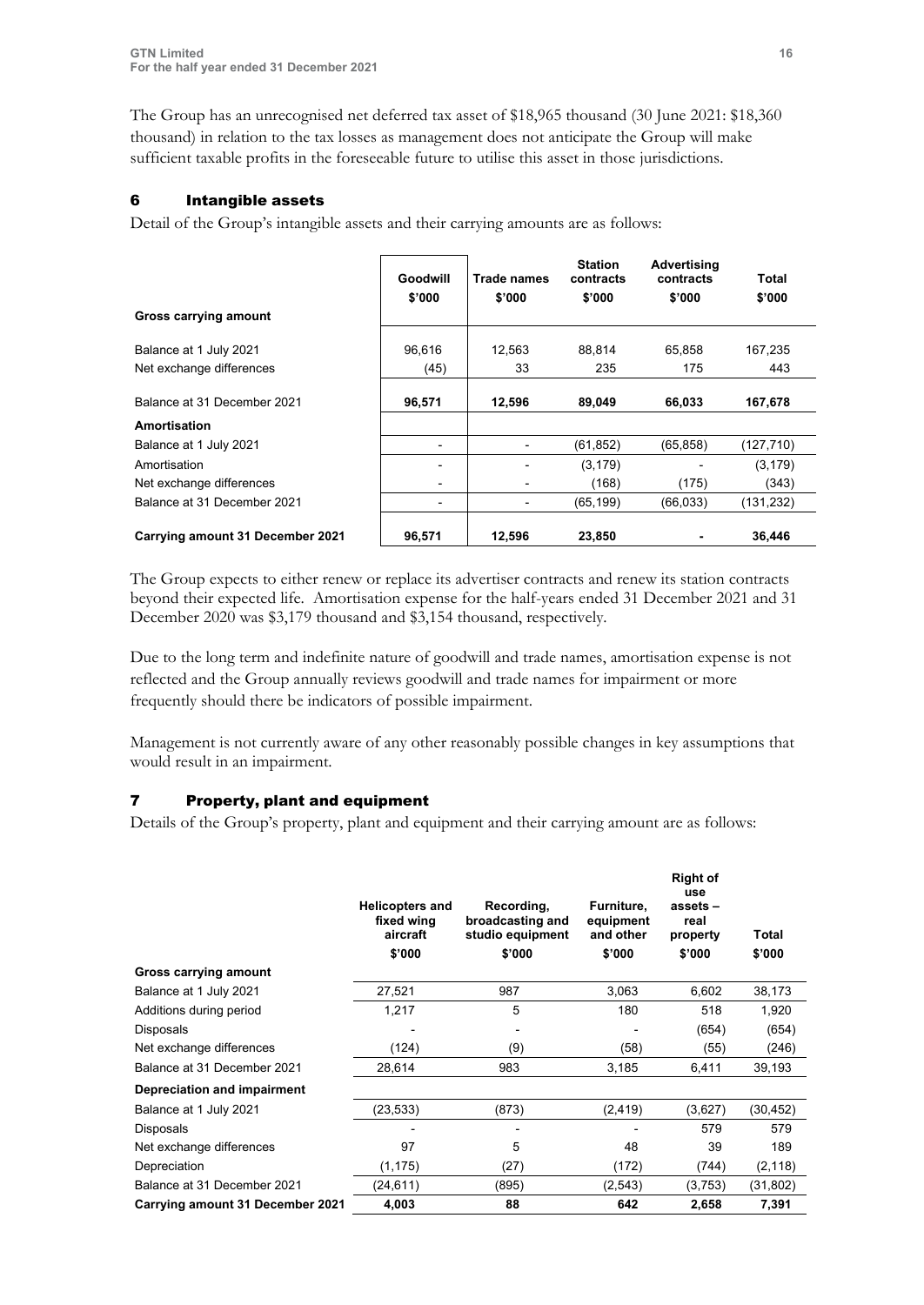The Group has an unrecognised net deferred tax asset of $18,965 thousand (30 June 2021: $18,360 thousand) in relation to the tax losses as management does not anticipate the Group will make sufficient taxable profits in the foreseeable future to utilise this asset in those jurisdictions.

## 6 Intangible assets

Detail of the Group's intangible assets and their carrying amounts are as follows:

| | Goodwill $'000 | Trade names $'000 | Station contracts $'000 | Advertising contracts $'000 | Total $'000 |
|---|---|---|---|---|---|
| **Gross carrying amount** | | | | | |
| Balance at 1 July 2021 | 96,616 | 12,563 | 88,814 | 65,858 | 167,235 |
| Net exchange differences | (45) | 33 | 235 | 175 | 443 |
| Balance at 31 December 2021 | **96,571** | **12,596** | **89,049** | **66,033** | **167,678** |
| **Amortisation** | | | | | |
| Balance at 1 July 2021 | - | - | (61,852) | (65,858) | (127,710) |
| Amortisation | - | - | (3,179) | - | (3,179) |
| Net exchange differences | - | - | (168) | (175) | (343) |
| Balance at 31 December 2021 | - | - | (65,199) | (66,033) | (131,232) |
| **Carrying amount 31 December 2021** | **96,571** | **12,596** | **23,850** | **-** | **36,446** |

The Group expects to either renew or replace its advertiser contracts and renew its station contracts beyond their expected life. Amortisation expense for the half-years ended 31 December 2021 and 31 December 2020 was $3,179 thousand and $3,154 thousand, respectively.

Due to the long term and indefinite nature of goodwill and trade names, amortisation expense is not reflected and the Group annually reviews goodwill and trade names for impairment or more frequently should there be indicators of possible impairment.

Management is not currently aware of any other reasonably possible changes in key assumptions that would result in an impairment.

## 7 Property, plant and equipment

Details of the Group's property, plant and equipment and their carrying amount are as follows:

| | Helicopters and fixed wing aircraft $'000 | Recording, broadcasting and studio equipment $'000 | Furniture, equipment and other $'000 | Right of use assets – real property $'000 | Total $'000 |
|---|---|---|---|---|---|
| **Gross carrying amount** | | | | | |
| Balance at 1 July 2021 | 27,521 | 987 | 3,063 | 6,602 | 38,173 |
| Additions during period | 1,217 | 5 | 180 | 518 | 1,920 |
| Disposals | - | - | - | (654) | (654) |
| Net exchange differences | (124) | (9) | (58) | (55) | (246) |
| Balance at 31 December 2021 | 28,614 | 983 | 3,185 | 6,411 | 39,193 |
| **Depreciation and impairment** | | | | | |
| Balance at 1 July 2021 | (23,533) | (873) | (2,419) | (3,627) | (30,452) |
| Disposals | - | - | - | 579 | 579 |
| Net exchange differences | 97 | 5 | 48 | 39 | 189 |
| Depreciation | (1,175) | (27) | (172) | (744) | (2,118) |
| Balance at 31 December 2021 | (24,611) | (895) | (2,543) | (3,753) | (31,802) |
| **Carrying amount 31 December 2021** | **4,003** | **88** | **642** | **2,658** | **7,391** |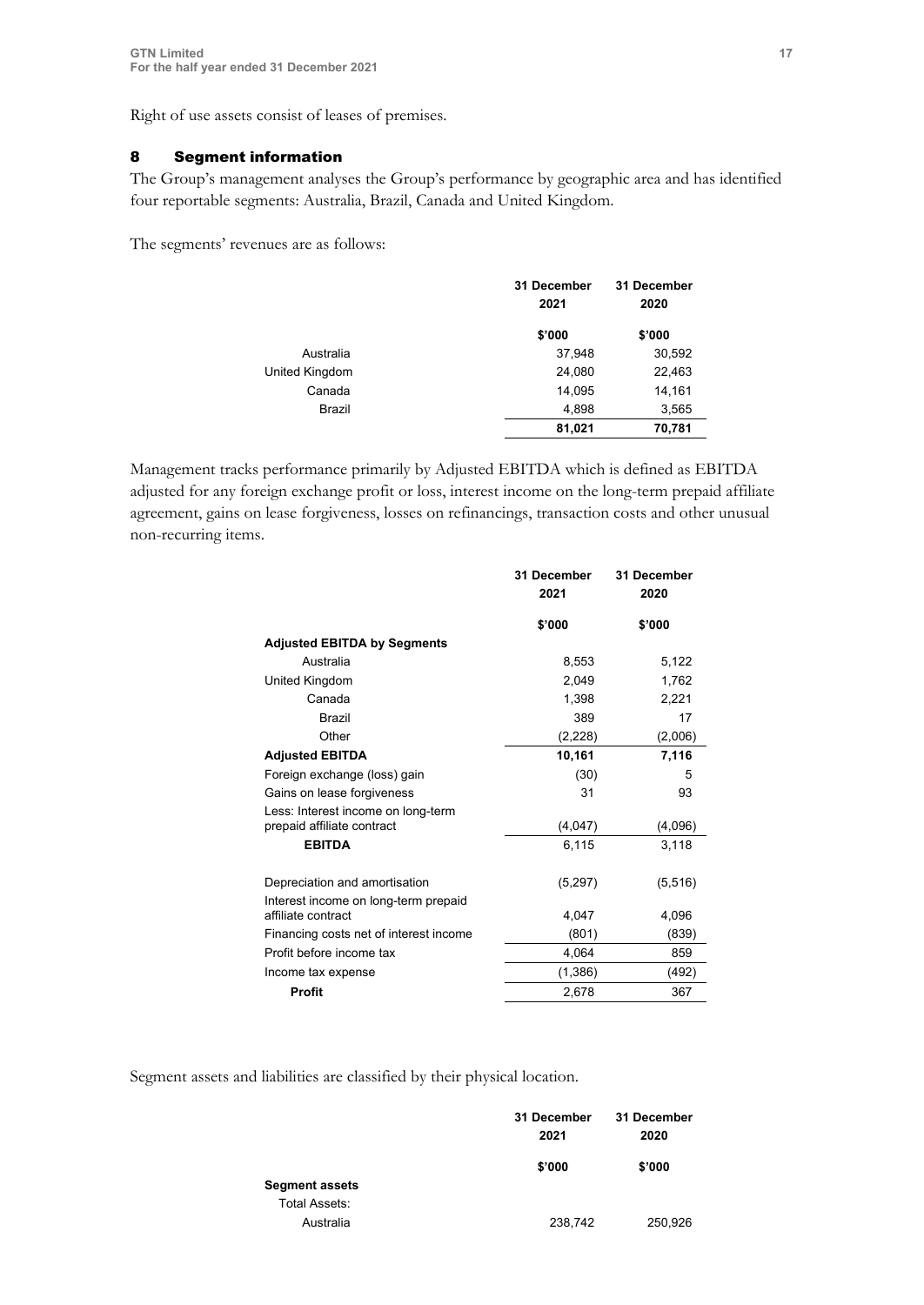Right of use assets consist of leases of premises.

## 8 Segment information

The Group's management analyses the Group's performance by geographic area and has identified four reportable segments: Australia, Brazil, Canada and United Kingdom.

The segments' revenues are as follows:

| | 31 December 2021 | 31 December 2020 |
|---|---|---|
| | $'000 | $'000 |
| Australia | 37,948 | 30,592 |
| United Kingdom | 24,080 | 22,463 |
| Canada | 14,095 | 14,161 |
| Brazil | 4,898 | 3,565 |
| | **81,021** | **70,781** |

Management tracks performance primarily by Adjusted EBITDA which is defined as EBITDA adjusted for any foreign exchange profit or loss, interest income on the long-term prepaid affiliate agreement, gains on lease forgiveness, losses on refinancings, transaction costs and other unusual non-recurring items.

| | 31 December 2021 | 31 December 2020 |
|---|---|---|
| | $'000 | $'000 |
| **Adjusted EBITDA by Segments** | | |
| Australia | 8,553 | 5,122 |
| United Kingdom | 2,049 | 1,762 |
| Canada | 1,398 | 2,221 |
| Brazil | 389 | 17 |
| Other | (2,228) | (2,006) |
| **Adjusted EBITDA** | **10,161** | **7,116** |
| Foreign exchange (loss) gain | (30) | 5 |
| Gains on lease forgiveness | 31 | 93 |
| Less: Interest income on long-term prepaid affiliate contract | (4,047) | (4,096) |
| **EBITDA** | 6,115 | 3,118 |
| Depreciation and amortisation | (5,297) | (5,516) |
| Interest income on long-term prepaid affiliate contract | 4,047 | 4,096 |
| Financing costs net of interest income | (801) | (839) |
| Profit before income tax | 4,064 | 859 |
| Income tax expense | (1,386) | (492) |
| **Profit** | 2,678 | 367 |

Segment assets and liabilities are classified by their physical location.

| | 31 December 2021 | 31 December 2020 |
|---|---|---|
| | $'000 | $'000 |
| **Segment assets** | | |
| Total Assets: | | |
| Australia | 238,742 | 250,926 |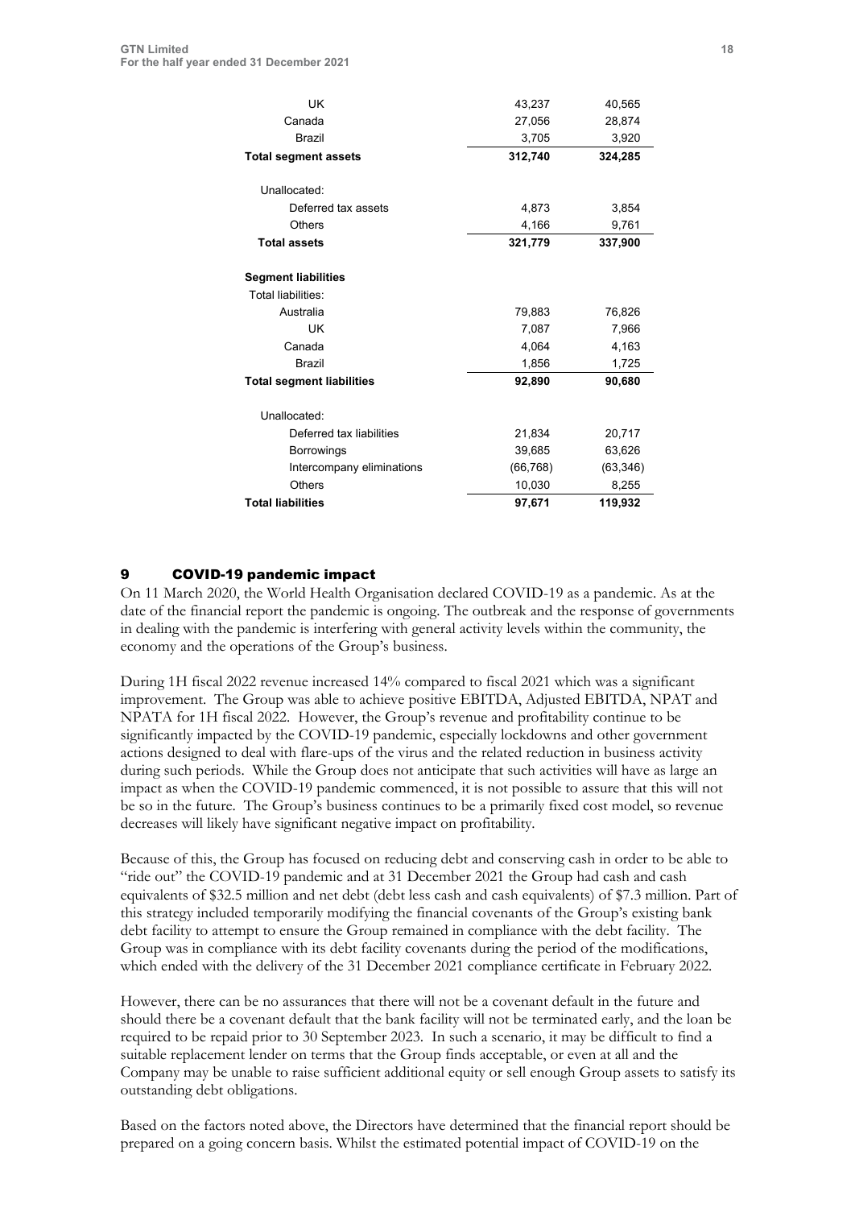| | | |
|---|---|---|
| UK | 43,237 | 40,565 |
| Canada | 27,056 | 28,874 |
| Brazil | 3,705 | 3,920 |
| **Total segment assets** | **312,740** | **324,285** |
| | | |
| Unallocated: | | |
| Deferred tax assets | 4,873 | 3,854 |
| Others | 4,166 | 9,761 |
| **Total assets** | **321,779** | **337,900** |
| | | |
| **Segment liabilities** | | |
| Total liabilities: | | |
| Australia | 79,883 | 76,826 |
| UK | 7,087 | 7,966 |
| Canada | 4,064 | 4,163 |
| Brazil | 1,856 | 1,725 |
| **Total segment liabilities** | **92,890** | **90,680** |
| | | |
| Unallocated: | | |
| Deferred tax liabilities | 21,834 | 20,717 |
| Borrowings | 39,685 | 63,626 |
| Intercompany eliminations | (66,768) | (63,346) |
| Others | 10,030 | 8,255 |
| **Total liabilities** | **97,671** | **119,932** |

## 9 COVID-19 pandemic impact

On 11 March 2020, the World Health Organisation declared COVID-19 as a pandemic. As at the date of the financial report the pandemic is ongoing. The outbreak and the response of governments in dealing with the pandemic is interfering with general activity levels within the community, the economy and the operations of the Group's business.

During 1H fiscal 2022 revenue increased 14% compared to fiscal 2021 which was a significant improvement. The Group was able to achieve positive EBITDA, Adjusted EBITDA, NPAT and NPATA for 1H fiscal 2022. However, the Group's revenue and profitability continue to be significantly impacted by the COVID-19 pandemic, especially lockdowns and other government actions designed to deal with flare-ups of the virus and the related reduction in business activity during such periods. While the Group does not anticipate that such activities will have as large an impact as when the COVID-19 pandemic commenced, it is not possible to assure that this will not be so in the future. The Group's business continues to be a primarily fixed cost model, so revenue decreases will likely have significant negative impact on profitability.

Because of this, the Group has focused on reducing debt and conserving cash in order to be able to "ride out" the COVID-19 pandemic and at 31 December 2021 the Group had cash and cash equivalents of $32.5 million and net debt (debt less cash and cash equivalents) of $7.3 million. Part of this strategy included temporarily modifying the financial covenants of the Group's existing bank debt facility to attempt to ensure the Group remained in compliance with the debt facility. The Group was in compliance with its debt facility covenants during the period of the modifications, which ended with the delivery of the 31 December 2021 compliance certificate in February 2022.

However, there can be no assurances that there will not be a covenant default in the future and should there be a covenant default that the bank facility will not be terminated early, and the loan be required to be repaid prior to 30 September 2023. In such a scenario, it may be difficult to find a suitable replacement lender on terms that the Group finds acceptable, or even at all and the Company may be unable to raise sufficient additional equity or sell enough Group assets to satisfy its outstanding debt obligations.

Based on the factors noted above, the Directors have determined that the financial report should be prepared on a going concern basis. Whilst the estimated potential impact of COVID-19 on the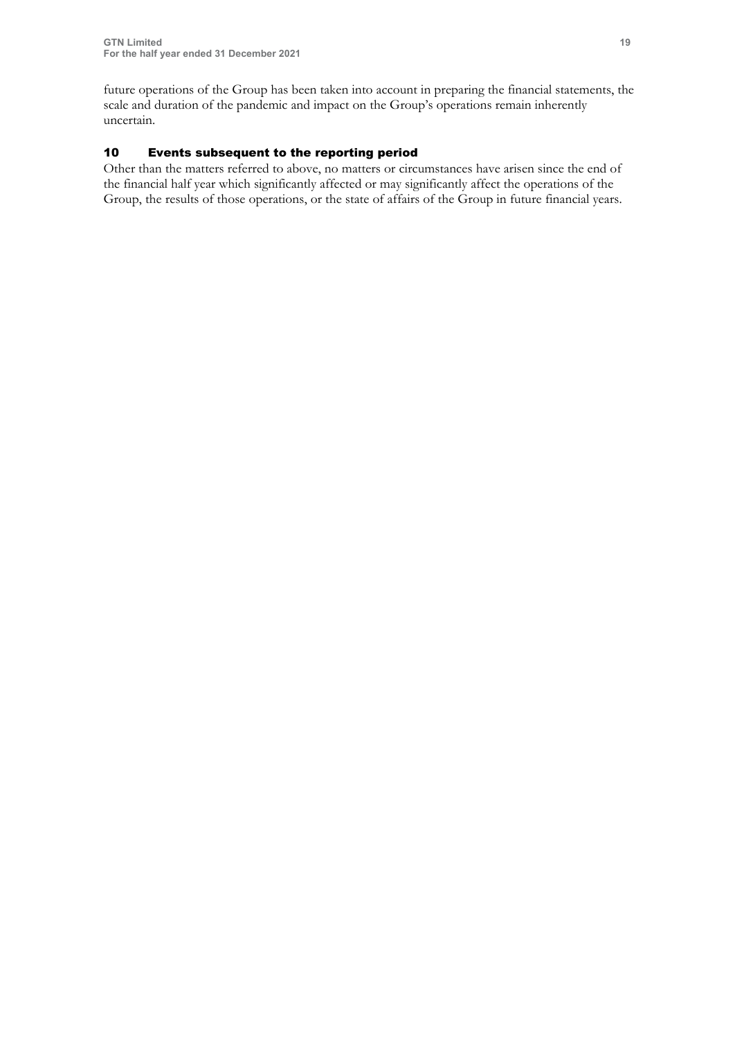future operations of the Group has been taken into account in preparing the financial statements, the scale and duration of the pandemic and impact on the Group's operations remain inherently uncertain.

## 10 Events subsequent to the reporting period

Other than the matters referred to above, no matters or circumstances have arisen since the end of the financial half year which significantly affected or may significantly affect the operations of the Group, the results of those operations, or the state of affairs of the Group in future financial years.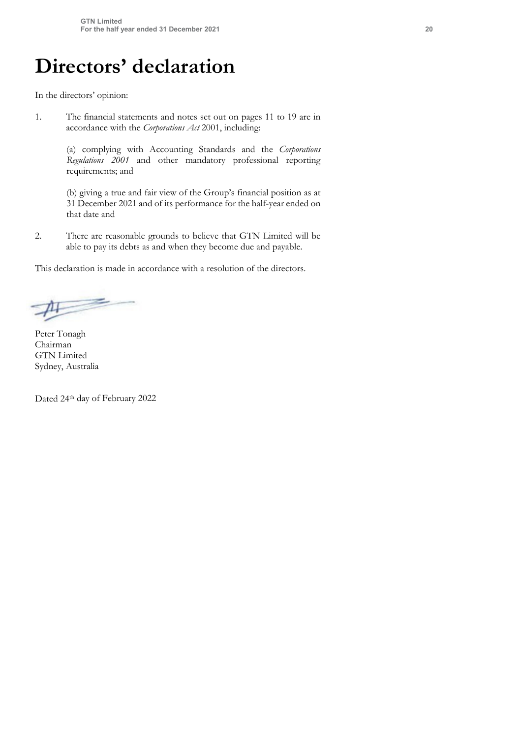# Directors' declaration

In the directors' opinion:

1. The financial statements and notes set out on pages 11 to 19 are in accordance with the *Corporations Act* 2001, including:

   (a) complying with Accounting Standards and the *Corporations Regulations 2001* and other mandatory professional reporting requirements; and

   (b) giving a true and fair view of the Group's financial position as at 31 December 2021 and of its performance for the half-year ended on that date and

2. There are reasonable grounds to believe that GTN Limited will be able to pay its debts as and when they become due and payable.

This declaration is made in accordance with a resolution of the directors.

Peter Tonagh
Chairman
GTN Limited
Sydney, Australia

Dated 24th day of February 2022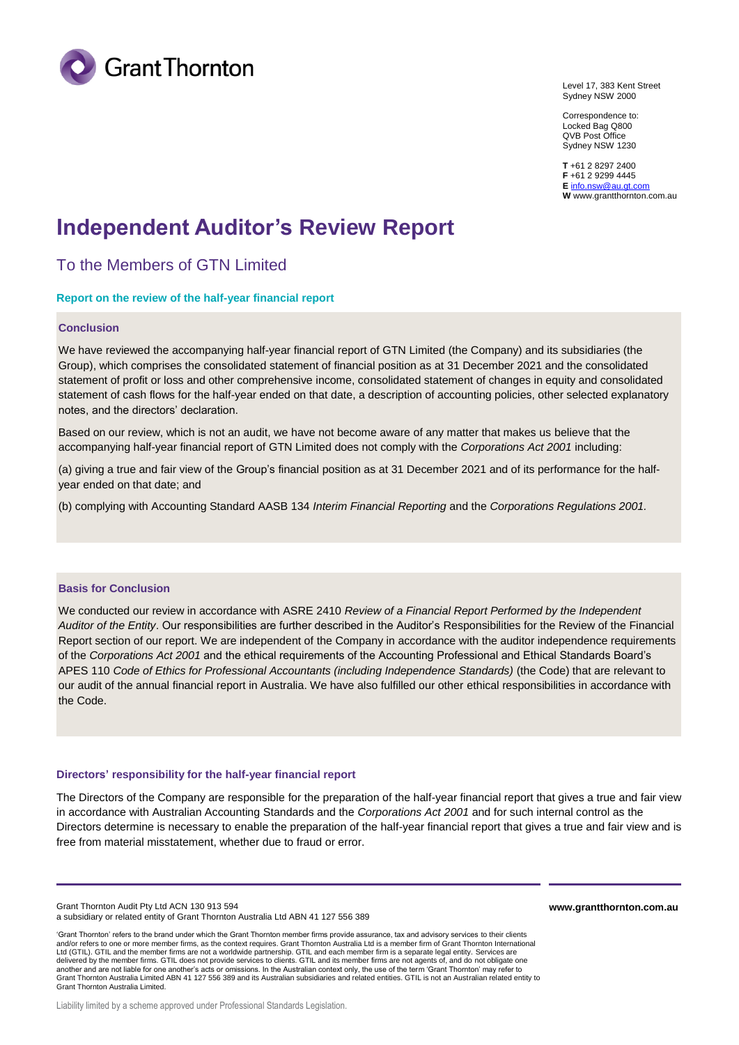Level 17, 383 Kent Street
Sydney NSW 2000

Correspondence to:
Locked Bag Q800
QVB Post Office
Sydney NSW 1230

**T** +61 2 8297 2400
**F** +61 2 9299 4445
**E** info.nsw@au.gt.com
**W** www.grantthornton.com.au

# Independent Auditor's Review Report

## To the Members of GTN Limited

### Report on the review of the half-year financial report

#### Conclusion

We have reviewed the accompanying half-year financial report of GTN Limited (the Company) and its subsidiaries (the Group), which comprises the consolidated statement of financial position as at 31 December 2021 and the consolidated statement of profit or loss and other comprehensive income, consolidated statement of changes in equity and consolidated statement of cash flows for the half-year ended on that date, a description of accounting policies, other selected explanatory notes, and the directors' declaration.

Based on our review, which is not an audit, we have not become aware of any matter that makes us believe that the accompanying half-year financial report of GTN Limited does not comply with the *Corporations Act 2001* including:

(a) giving a true and fair view of the Group's financial position as at 31 December 2021 and of its performance for the half-year ended on that date; and

(b) complying with Accounting Standard AASB 134 *Interim Financial Reporting* and the *Corporations Regulations 2001.*

#### Basis for Conclusion

We conducted our review in accordance with ASRE 2410 *Review of a Financial Report Performed by the Independent Auditor of the Entity*. Our responsibilities are further described in the Auditor's Responsibilities for the Review of the Financial Report section of our report. We are independent of the Company in accordance with the auditor independence requirements of the *Corporations Act 2001* and the ethical requirements of the Accounting Professional and Ethical Standards Board's APES 110 *Code of Ethics for Professional Accountants (including Independence Standards)* (the Code) that are relevant to our audit of the annual financial report in Australia. We have also fulfilled our other ethical responsibilities in accordance with the Code.

#### Directors' responsibility for the half-year financial report

The Directors of the Company are responsible for the preparation of the half-year financial report that gives a true and fair view in accordance with Australian Accounting Standards and the *Corporations Act 2001* and for such internal control as the Directors determine is necessary to enable the preparation of the half-year financial report that gives a true and fair view and is free from material misstatement, whether due to fraud or error.

Grant Thornton Audit Pty Ltd ACN 130 913 594
a subsidiary or related entity of Grant Thornton Australia Ltd ABN 41 127 556 389

**www.grantthornton.com.au**

'Grant Thornton' refers to the brand under which the Grant Thornton member firms provide assurance, tax and advisory services to their clients and/or refers to one or more member firms, as the context requires. Grant Thornton Australia Ltd is a member firm of Grant Thornton International Ltd (GTIL). GTIL and the member firms are not a worldwide partnership. GTIL and each member firm is a separate legal entity. Services are delivered by the member firms. GTIL does not provide services to clients. GTIL and its member firms are not agents of, and do not obligate one another and are not liable for one another's acts or omissions. In the Australian context only, the use of the term 'Grant Thornton' may refer to Grant Thornton Australia Limited ABN 41 127 556 389 and its Australian subsidiaries and related entities. GTIL is not an Australian related entity to Grant Thornton Australia Limited.

Liability limited by a scheme approved under Professional Standards Legislation.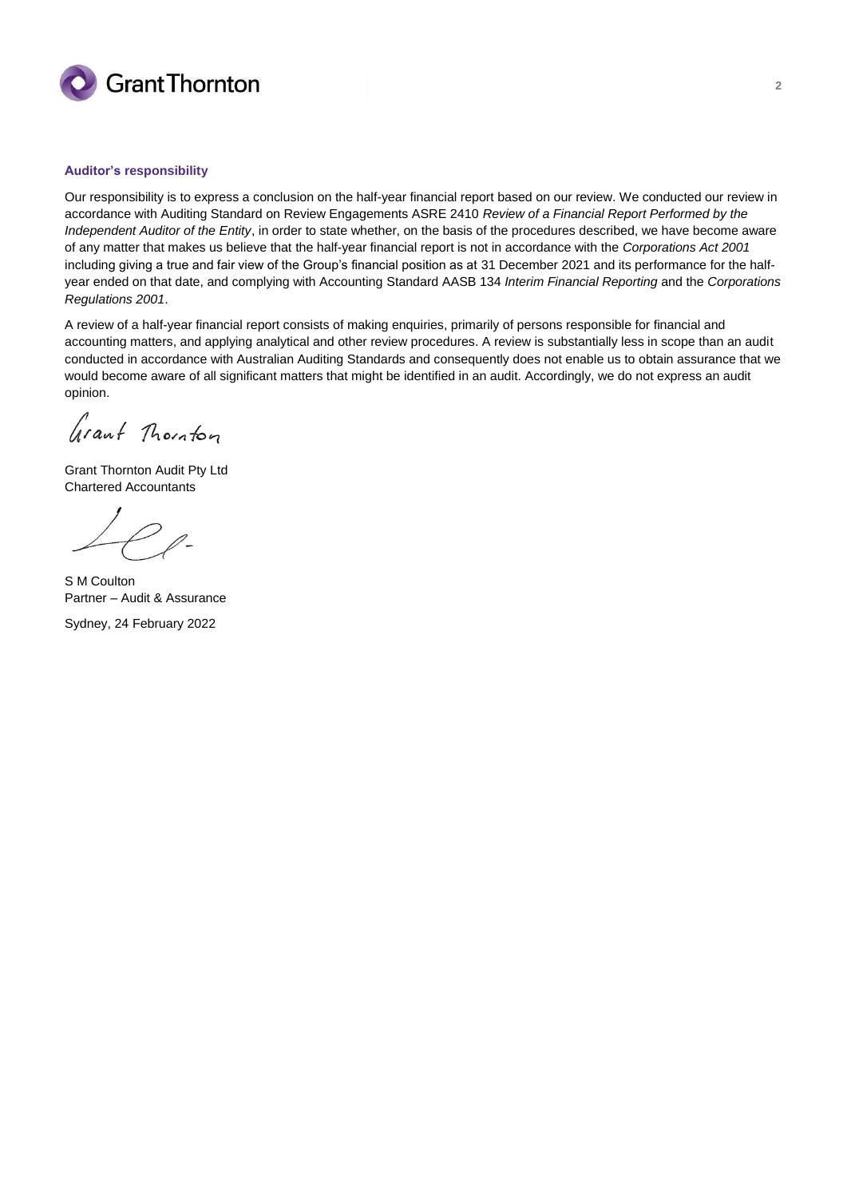**Auditor's responsibility**

Our responsibility is to express a conclusion on the half-year financial report based on our review. We conducted our review in accordance with Auditing Standard on Review Engagements ASRE 2410 *Review of a Financial Report Performed by the Independent Auditor of the Entity*, in order to state whether, on the basis of the procedures described, we have become aware of any matter that makes us believe that the half-year financial report is not in accordance with the *Corporations Act 2001* including giving a true and fair view of the Group's financial position as at 31 December 2021 and its performance for the half-year ended on that date, and complying with Accounting Standard AASB 134 *Interim Financial Reporting* and the *Corporations Regulations 2001*.

A review of a half-year financial report consists of making enquiries, primarily of persons responsible for financial and accounting matters, and applying analytical and other review procedures. A review is substantially less in scope than an audit conducted in accordance with Australian Auditing Standards and consequently does not enable us to obtain assurance that we would become aware of all significant matters that might be identified in an audit. Accordingly, we do not express an audit opinion.

Grant Thornton Audit Pty Ltd
Chartered Accountants

S M Coulton
Partner – Audit & Assurance

Sydney, 24 February 2022